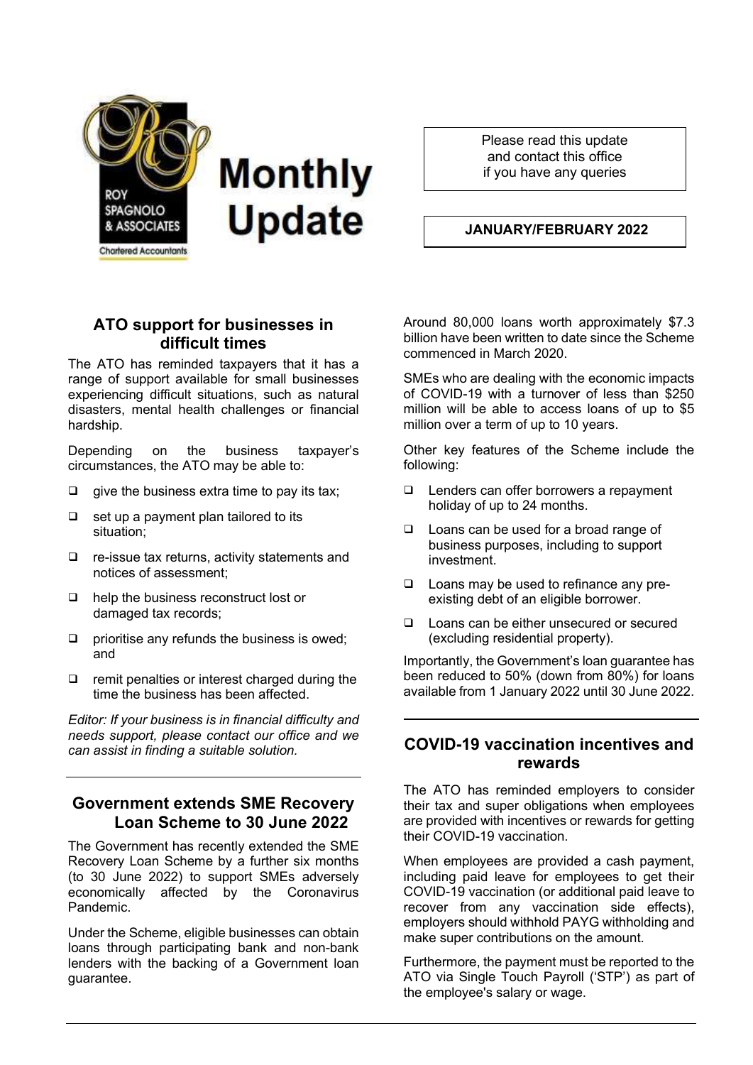# Monthly Update

Roy Spagnolo & Associates
Chartered Accountants

Please read this update and contact this office if you have any queries

**JANUARY/FEBRUARY 2022**

## ATO support for businesses in difficult times

The ATO has reminded taxpayers that it has a range of support available for small businesses experiencing difficult situations, such as natural disasters, mental health challenges or financial hardship.

Depending on the business taxpayer's circumstances, the ATO may be able to:

- give the business extra time to pay its tax;
- set up a payment plan tailored to its situation;
- re-issue tax returns, activity statements and notices of assessment;
- help the business reconstruct lost or damaged tax records;
- prioritise any refunds the business is owed; and
- remit penalties or interest charged during the time the business has been affected.

*Editor: If your business is in financial difficulty and needs support, please contact our office and we can assist in finding a suitable solution.*

## Government extends SME Recovery Loan Scheme to 30 June 2022

The Government has recently extended the SME Recovery Loan Scheme by a further six months (to 30 June 2022) to support SMEs adversely economically affected by the Coronavirus Pandemic.

Under the Scheme, eligible businesses can obtain loans through participating bank and non-bank lenders with the backing of a Government loan guarantee.

Around 80,000 loans worth approximately $7.3 billion have been written to date since the Scheme commenced in March 2020.

SMEs who are dealing with the economic impacts of COVID-19 with a turnover of less than $250 million will be able to access loans of up to $5 million over a term of up to 10 years.

Other key features of the Scheme include the following:

- Lenders can offer borrowers a repayment holiday of up to 24 months.
- Loans can be used for a broad range of business purposes, including to support investment.
- Loans may be used to refinance any pre-existing debt of an eligible borrower.
- Loans can be either unsecured or secured (excluding residential property).

Importantly, the Government's loan guarantee has been reduced to 50% (down from 80%) for loans available from 1 January 2022 until 30 June 2022.

## COVID-19 vaccination incentives and rewards

The ATO has reminded employers to consider their tax and super obligations when employees are provided with incentives or rewards for getting their COVID-19 vaccination.

When employees are provided a cash payment, including paid leave for employees to get their COVID-19 vaccination (or additional paid leave to recover from any vaccination side effects), employers should withhold PAYG withholding and make super contributions on the amount.

Furthermore, the payment must be reported to the ATO via Single Touch Payroll ('STP') as part of the employee's salary or wage.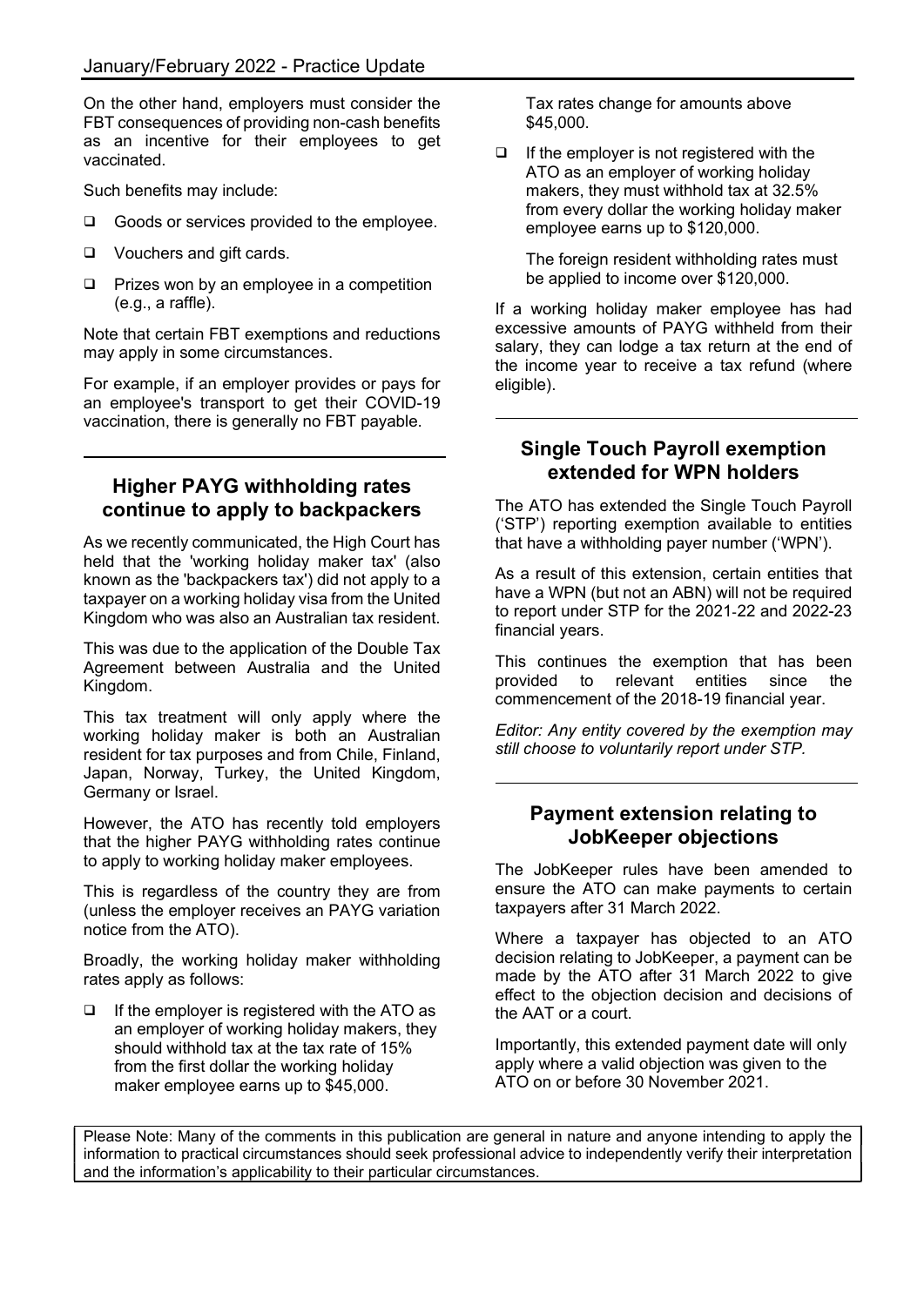On the other hand, employers must consider the FBT consequences of providing non-cash benefits as an incentive for their employees to get vaccinated.

Such benefits may include:

- Goods or services provided to the employee.
- Vouchers and gift cards.
- Prizes won by an employee in a competition (e.g., a raffle).

Note that certain FBT exemptions and reductions may apply in some circumstances.

For example, if an employer provides or pays for an employee's transport to get their COVID-19 vaccination, there is generally no FBT payable.

## Higher PAYG withholding rates continue to apply to backpackers

As we recently communicated, the High Court has held that the 'working holiday maker tax' (also known as the 'backpackers tax') did not apply to a taxpayer on a working holiday visa from the United Kingdom who was also an Australian tax resident.

This was due to the application of the Double Tax Agreement between Australia and the United Kingdom.

This tax treatment will only apply where the working holiday maker is both an Australian resident for tax purposes and from Chile, Finland, Japan, Norway, Turkey, the United Kingdom, Germany or Israel.

However, the ATO has recently told employers that the higher PAYG withholding rates continue to apply to working holiday maker employees.

This is regardless of the country they are from (unless the employer receives an PAYG variation notice from the ATO).

Broadly, the working holiday maker withholding rates apply as follows:

- If the employer is registered with the ATO as an employer of working holiday makers, they should withhold tax at the tax rate of 15% from the first dollar the working holiday maker employee earns up to $45,000.

  Tax rates change for amounts above $45,000.

- If the employer is not registered with the ATO as an employer of working holiday makers, they must withhold tax at 32.5% from every dollar the working holiday maker employee earns up to $120,000.

  The foreign resident withholding rates must be applied to income over $120,000.

If a working holiday maker employee has had excessive amounts of PAYG withheld from their salary, they can lodge a tax return at the end of the income year to receive a tax refund (where eligible).

## Single Touch Payroll exemption extended for WPN holders

The ATO has extended the Single Touch Payroll ('STP') reporting exemption available to entities that have a withholding payer number ('WPN').

As a result of this extension, certain entities that have a WPN (but not an ABN) will not be required to report under STP for the 2021-22 and 2022-23 financial years.

This continues the exemption that has been provided to relevant entities since the commencement of the 2018-19 financial year.

*Editor: Any entity covered by the exemption may still choose to voluntarily report under STP.*

## Payment extension relating to JobKeeper objections

The JobKeeper rules have been amended to ensure the ATO can make payments to certain taxpayers after 31 March 2022.

Where a taxpayer has objected to an ATO decision relating to JobKeeper, a payment can be made by the ATO after 31 March 2022 to give effect to the objection decision and decisions of the AAT or a court.

Importantly, this extended payment date will only apply where a valid objection was given to the ATO on or before 30 November 2021.

Please Note: Many of the comments in this publication are general in nature and anyone intending to apply the information to practical circumstances should seek professional advice to independently verify their interpretation and the information's applicability to their particular circumstances.